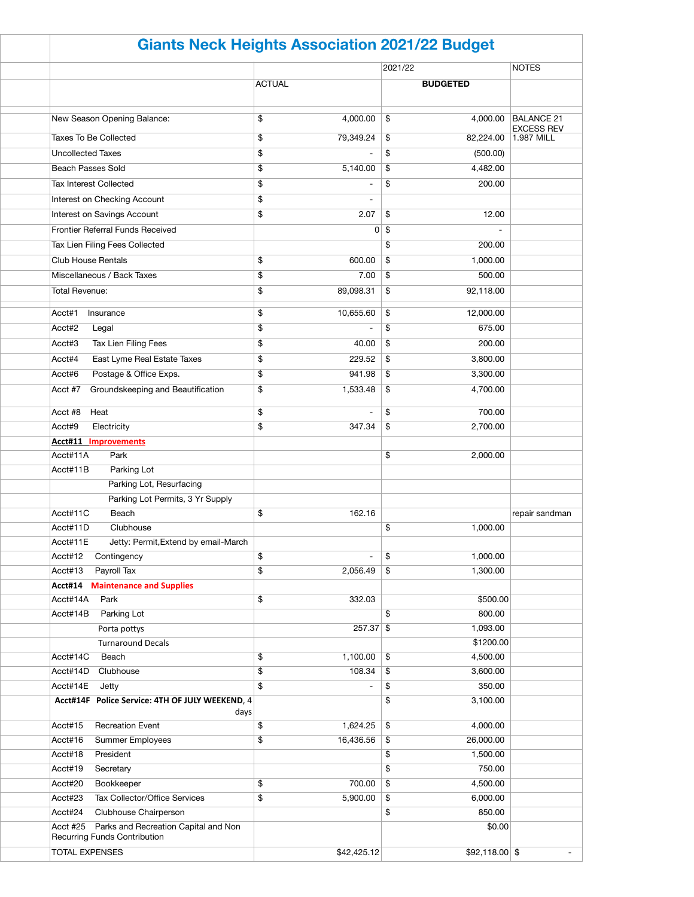# Giants Neck Heights Association 2021/22 Budget

| | | 2021/22 | NOTES |
|---|---|---|---|
| | ACTUAL | **BUDGETED** | |
| New Season Opening Balance: | $ 4,000.00 | $ 4,000.00 | BALANCE 21 EXCESS REV |
| Taxes To Be Collected | $ 79,349.24 | $ 82,224.00 | 1.987 MILL |
| Uncollected Taxes | $ - | $ (500.00) | |
| Beach Passes Sold | $ 5,140.00 | $ 4,482.00 | |
| Tax Interest Collected | $ - | $ 200.00 | |
| Interest on Checking Account | $ - | | |
| Interest on Savings Account | $ 2.07 | $ 12.00 | |
| Frontier Referral Funds Received | 0 | $ - | |
| Tax Lien Filing Fees Collected | | $ 200.00 | |
| Club House Rentals | $ 600.00 | $ 1,000.00 | |
| Miscellaneous / Back Taxes | $ 7.00 | $ 500.00 | |
| Total Revenue: | $ 89,098.31 | $ 92,118.00 | |
| Acct#1 Insurance | $ 10,655.60 | $ 12,000.00 | |
| Acct#2 Legal | $ - | $ 675.00 | |
| Acct#3 Tax Lien Filing Fees | $ 40.00 | $ 200.00 | |
| Acct#4 East Lyme Real Estate Taxes | $ 229.52 | $ 3,800.00 | |
| Acct#6 Postage & Office Exps. | $ 941.98 | $ 3,300.00 | |
| Acct #7 Groundskeeping and Beautification | $ 1,533.48 | $ 4,700.00 | |
| Acct #8 Heat | $ - | $ 700.00 | |
| Acct#9 Electricity | $ 347.34 | $ 2,700.00 | |
| **Acct#11 Improvements** | | | |
| Acct#11A Park | | $ 2,000.00 | |
| Acct#11B Parking Lot | | | |
| Parking Lot, Resurfacing | | | |
| Parking Lot Permits, 3 Yr Supply | | | |
| Acct#11C Beach | $ 162.16 | | repair sandman |
| Acct#11D Clubhouse | | $ 1,000.00 | |
| Acct#11E Jetty: Permit,Extend by email-March | | | |
| Acct#12 Contingency | $ - | $ 1,000.00 | |
| Acct#13 Payroll Tax | $ 2,056.49 | $ 1,300.00 | |
| **Acct#14 Maintenance and Supplies** | | | |
| Acct#14A Park | $ 332.03 | $500.00 | |
| Acct#14B Parking Lot | | $ 800.00 | |
| Porta pottys | 257.37 | $ 1,093.00 | |
| Turnaround Decals | | $1200.00 | |
| Acct#14C Beach | $ 1,100.00 | $ 4,500.00 | |
| Acct#14D Clubhouse | $ 108.34 | $ 3,600.00 | |
| Acct#14E Jetty | $ - | $ 350.00 | |
| **Acct#14F Police Service: 4TH OF JULY WEEKEND**, 4 days | | $ 3,100.00 | |
| Acct#15 Recreation Event | $ 1,624.25 | $ 4,000.00 | |
| Acct#16 Summer Employees | $ 16,436.56 | $ 26,000.00 | |
| Acct#18 President | | $ 1,500.00 | |
| Acct#19 Secretary | | $ 750.00 | |
| Acct#20 Bookkeeper | $ 700.00 | $ 4,500.00 | |
| Acct#23 Tax Collector/Office Services | $ 5,900.00 | $ 6,000.00 | |
| Acct#24 Clubhouse Chairperson | | $ 850.00 | |
| Acct #25 Parks and Recreation Capital and Non Recurring Funds Contribution | | $0.00 | |
| TOTAL EXPENSES | $42,425.12 | $92,118.00 | $ - |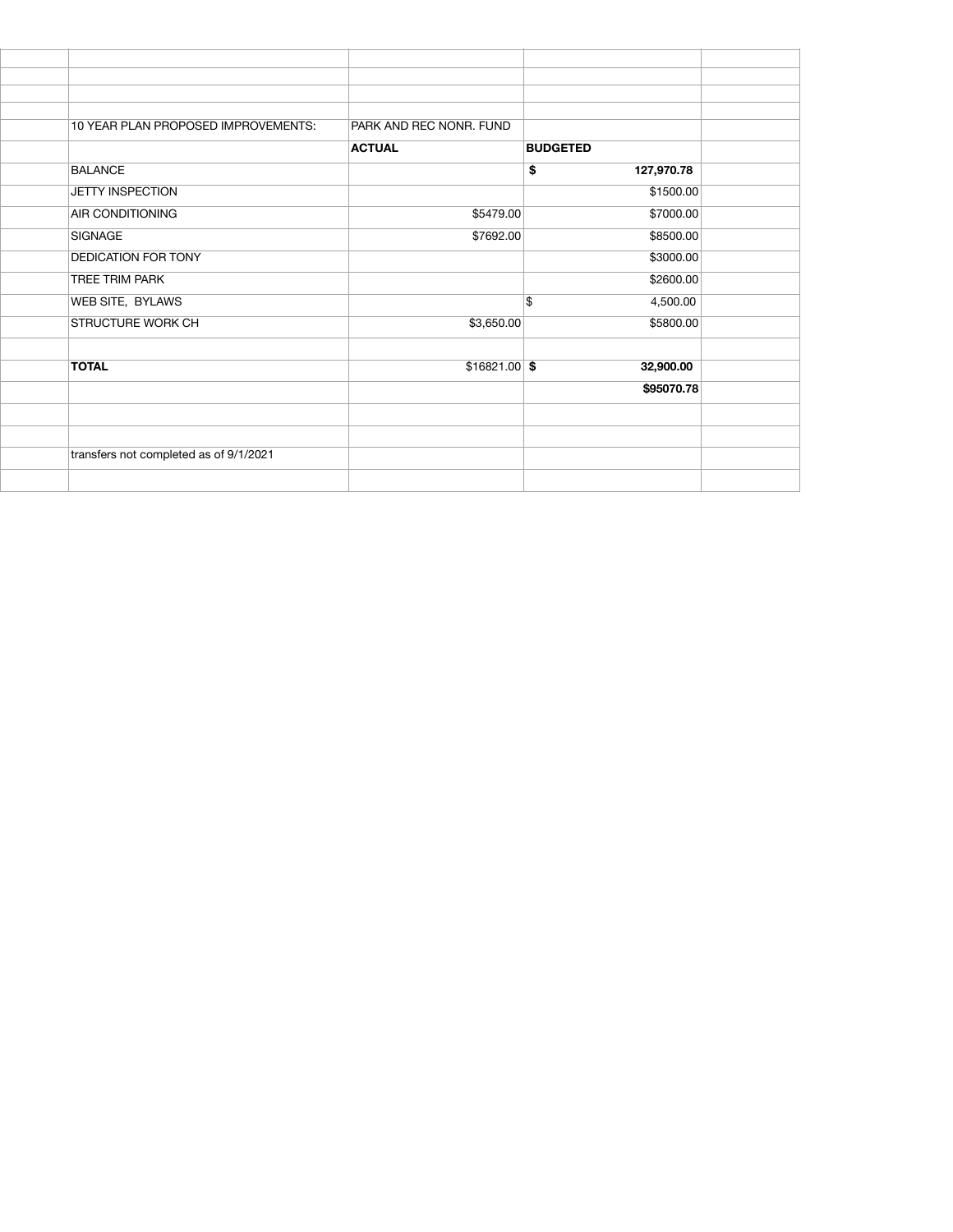| | | |
|---|---|---|
| 10 YEAR PLAN PROPOSED IMPROVEMENTS: | PARK AND REC NONR. FUND | |
| | **ACTUAL** | **BUDGETED** |
| BALANCE | | **$ 127,970.78** |
| JETTY INSPECTION | | $1500.00 |
| AIR CONDITIONING | $5479.00 | $7000.00 |
| SIGNAGE | $7692.00 | $8500.00 |
| DEDICATION FOR TONY | | $3000.00 |
| TREE TRIM PARK | | $2600.00 |
| WEB SITE, BYLAWS | | $ 4,500.00 |
| STRUCTURE WORK CH | $3,650.00 | $5800.00 |
| | | |
| **TOTAL** | $16821.00 | **$ 32,900.00** |
| | | **$95070.78** |
| | | |
| | | |
| transfers not completed as of 9/1/2021 | | |